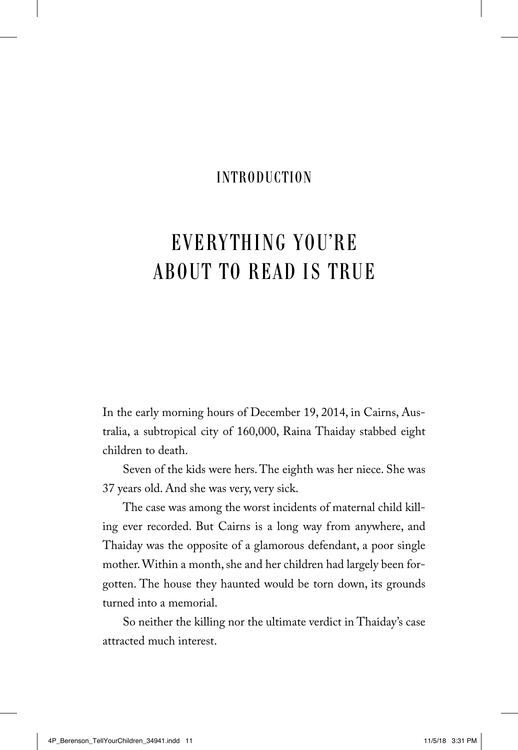## INTRODUCTION

# EVERYTHING YOU'RE ABOUT TO READ IS TRUE

In the early morning hours of December 19, 2014, in Cairns, Australia, a subtropical city of 160,000, Raina Thaiday stabbed eight children to death.

Seven of the kids were hers. The eighth was her niece. She was 37 years old. And she was very, very sick.

The case was among the worst incidents of maternal child killing ever recorded. But Cairns is a long way from anywhere, and Thaiday was the opposite of a glamorous defendant, a poor single mother. Within a month, she and her children had largely been forgotten. The house they haunted would be torn down, its grounds turned into a memorial.

So neither the killing nor the ultimate verdict in Thaiday's case attracted much interest.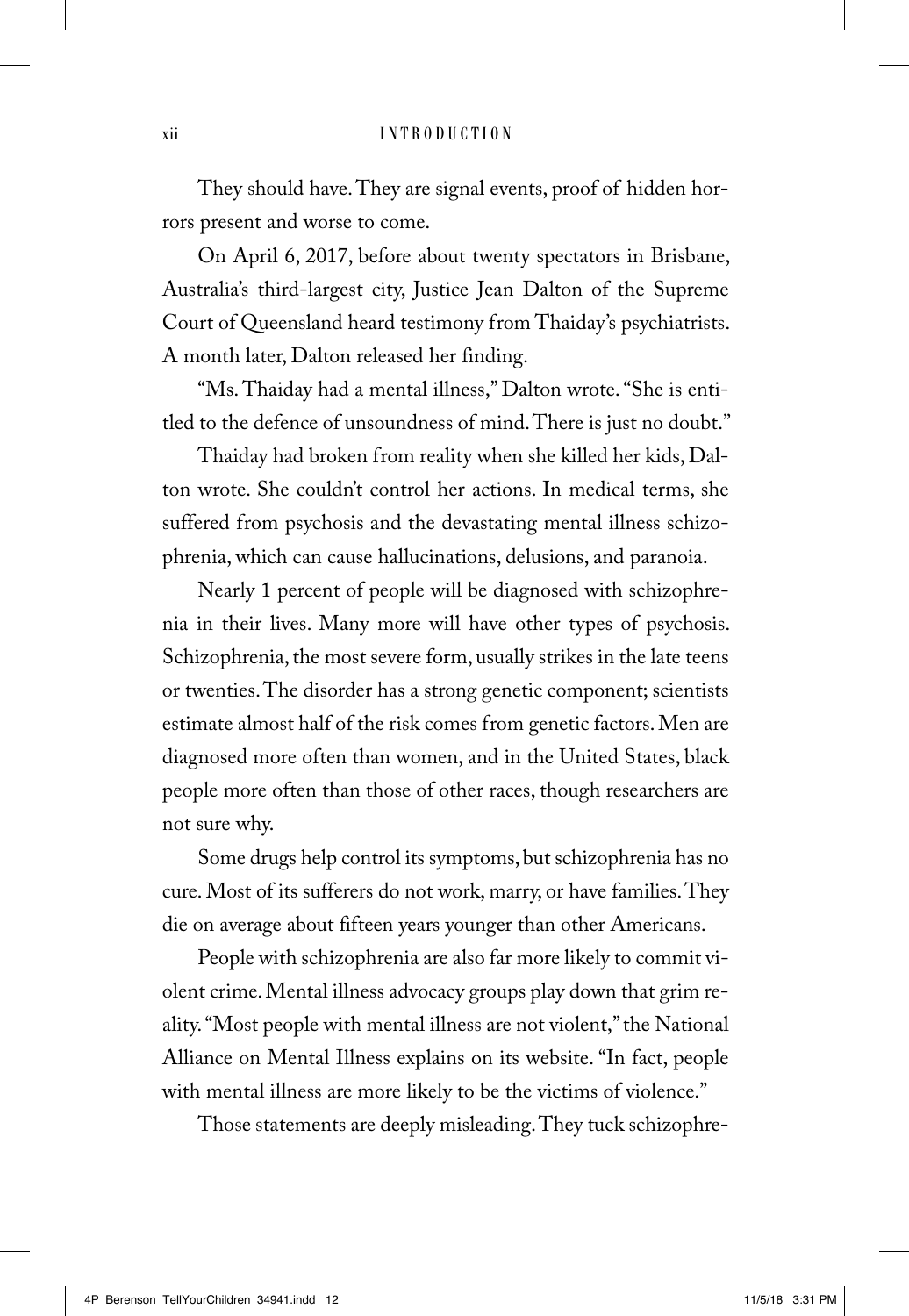They should have. They are signal events, proof of hidden horrors present and worse to come.

On April 6, 2017, before about twenty spectators in Brisbane, Australia's third-largest city, Justice Jean Dalton of the Supreme Court of Queensland heard testimony from Thaiday's psychiatrists. A month later, Dalton released her finding.

"Ms. Thaiday had a mental illness," Dalton wrote. "She is entitled to the defence of unsoundness of mind. There is just no doubt."

Thaiday had broken from reality when she killed her kids, Dalton wrote. She couldn't control her actions. In medical terms, she suffered from psychosis and the devastating mental illness schizophrenia, which can cause hallucinations, delusions, and paranoia.

Nearly 1 percent of people will be diagnosed with schizophrenia in their lives. Many more will have other types of psychosis. Schizophrenia, the most severe form, usually strikes in the late teens or twenties. The disorder has a strong genetic component; scientists estimate almost half of the risk comes from genetic factors. Men are diagnosed more often than women, and in the United States, black people more often than those of other races, though researchers are not sure why.

Some drugs help control its symptoms, but schizophrenia has no cure. Most of its sufferers do not work, marry, or have families. They die on average about fifteen years younger than other Americans.

People with schizophrenia are also far more likely to commit violent crime. Mental illness advocacy groups play down that grim reality. "Most people with mental illness are not violent," the National Alliance on Mental Illness explains on its website. "In fact, people with mental illness are more likely to be the victims of violence."

Those statements are deeply misleading. They tuck schizophre-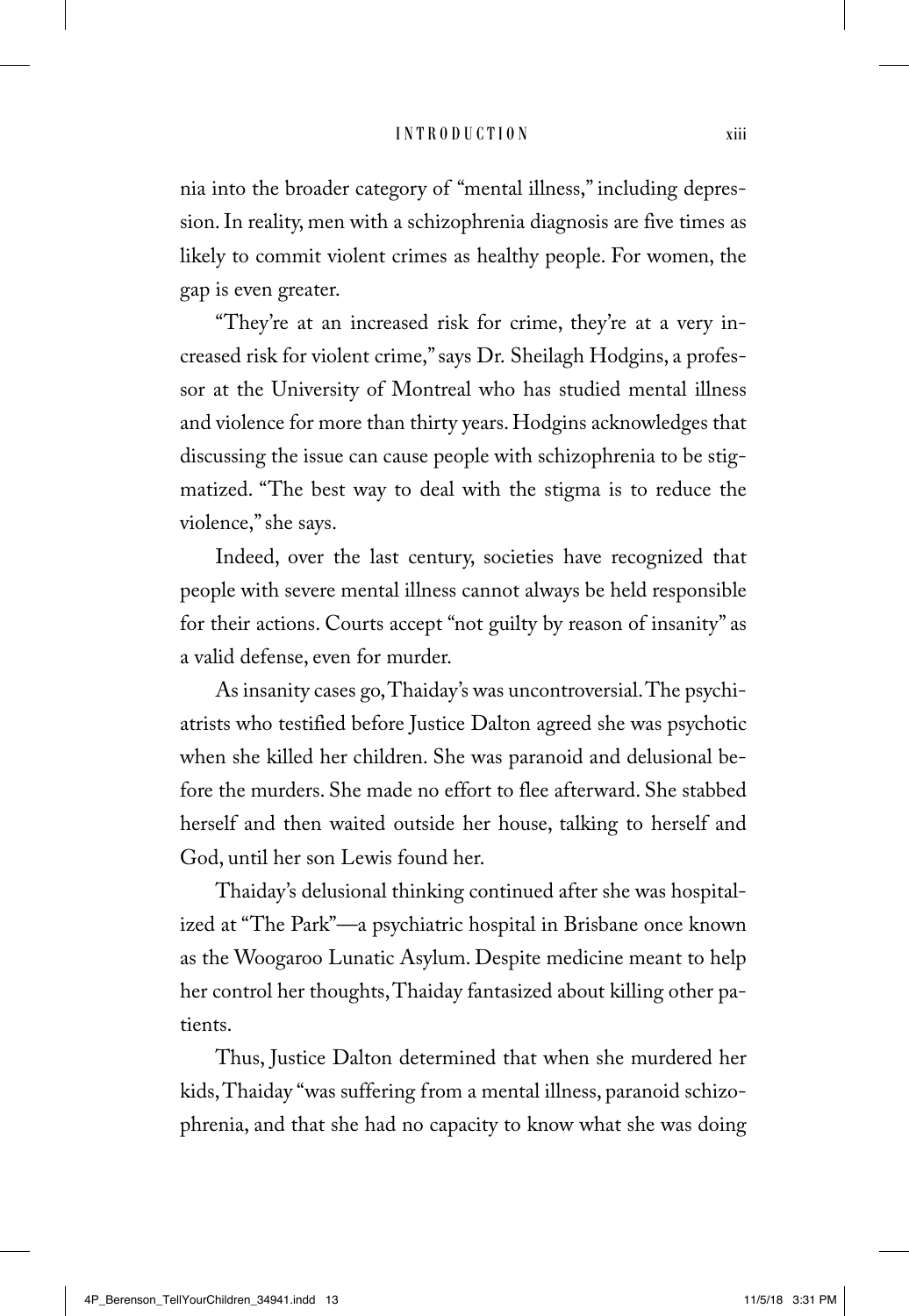nia into the broader category of "mental illness," including depression. In reality, men with a schizophrenia diagnosis are five times as likely to commit violent crimes as healthy people. For women, the gap is even greater.

"They're at an increased risk for crime, they're at a very increased risk for violent crime," says Dr. Sheilagh Hodgins, a professor at the University of Montreal who has studied mental illness and violence for more than thirty years. Hodgins acknowledges that discussing the issue can cause people with schizophrenia to be stigmatized. "The best way to deal with the stigma is to reduce the violence," she says.

Indeed, over the last century, societies have recognized that people with severe mental illness cannot always be held responsible for their actions. Courts accept "not guilty by reason of insanity" as a valid defense, even for murder.

As insanity cases go, Thaiday's was uncontroversial. The psychiatrists who testified before Justice Dalton agreed she was psychotic when she killed her children. She was paranoid and delusional before the murders. She made no effort to flee afterward. She stabbed herself and then waited outside her house, talking to herself and God, until her son Lewis found her.

Thaiday's delusional thinking continued after she was hospitalized at "The Park"—a psychiatric hospital in Brisbane once known as the Woogaroo Lunatic Asylum. Despite medicine meant to help her control her thoughts, Thaiday fantasized about killing other patients.

Thus, Justice Dalton determined that when she murdered her kids, Thaiday "was suffering from a mental illness, paranoid schizophrenia, and that she had no capacity to know what she was doing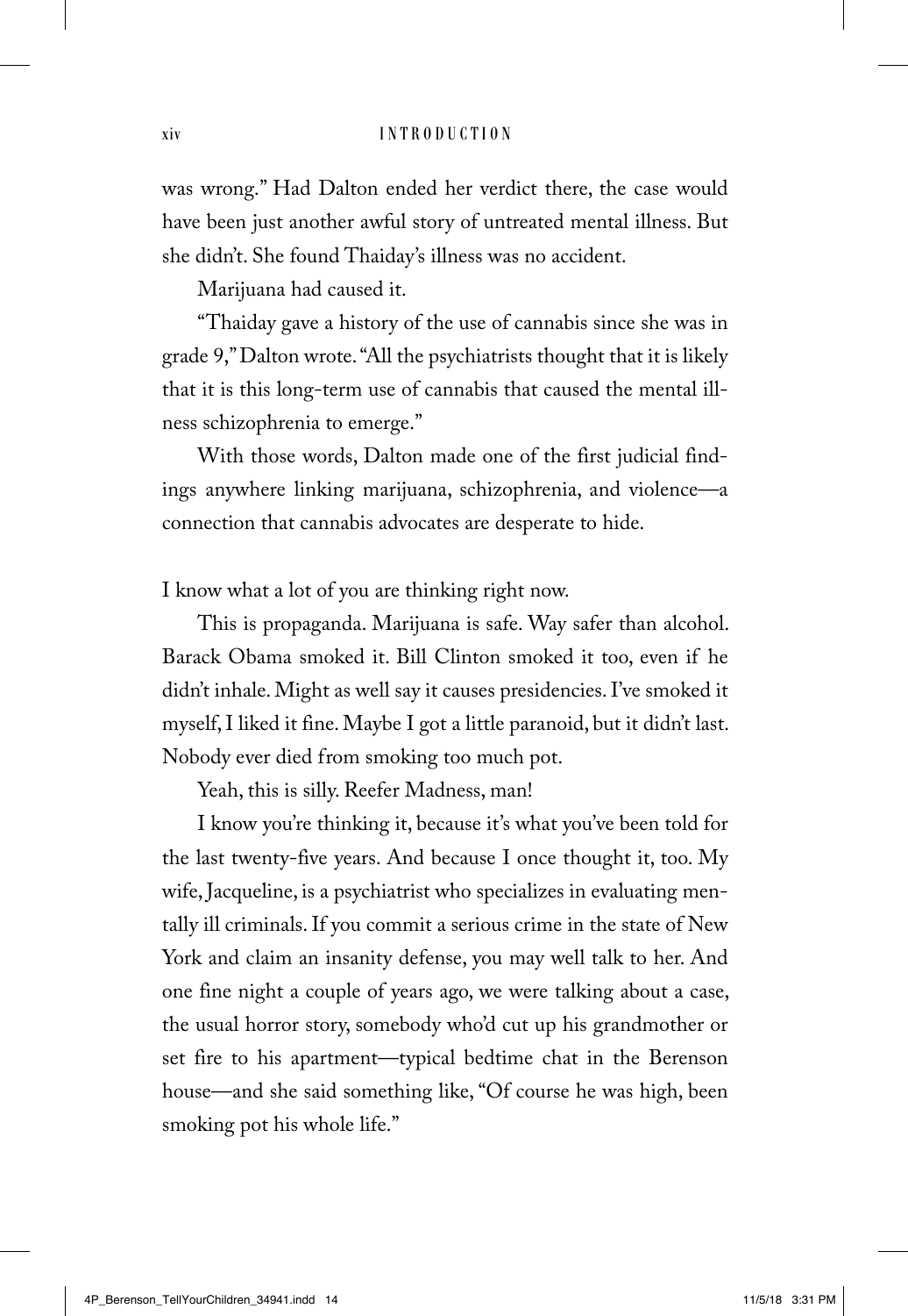was wrong." Had Dalton ended her verdict there, the case would have been just another awful story of untreated mental illness. But she didn't. She found Thaiday's illness was no accident.

Marijuana had caused it.

"Thaiday gave a history of the use of cannabis since she was in grade 9," Dalton wrote. "All the psychiatrists thought that it is likely that it is this long-term use of cannabis that caused the mental illness schizophrenia to emerge."

With those words, Dalton made one of the first judicial findings anywhere linking marijuana, schizophrenia, and violence—a connection that cannabis advocates are desperate to hide.

I know what a lot of you are thinking right now.

This is propaganda. Marijuana is safe. Way safer than alcohol. Barack Obama smoked it. Bill Clinton smoked it too, even if he didn't inhale. Might as well say it causes presidencies. I've smoked it myself, I liked it fine. Maybe I got a little paranoid, but it didn't last. Nobody ever died from smoking too much pot.

Yeah, this is silly. Reefer Madness, man!

I know you're thinking it, because it's what you've been told for the last twenty-five years. And because I once thought it, too. My wife, Jacqueline, is a psychiatrist who specializes in evaluating mentally ill criminals. If you commit a serious crime in the state of New York and claim an insanity defense, you may well talk to her. And one fine night a couple of years ago, we were talking about a case, the usual horror story, somebody who'd cut up his grandmother or set fire to his apartment—typical bedtime chat in the Berenson house—and she said something like, "Of course he was high, been smoking pot his whole life."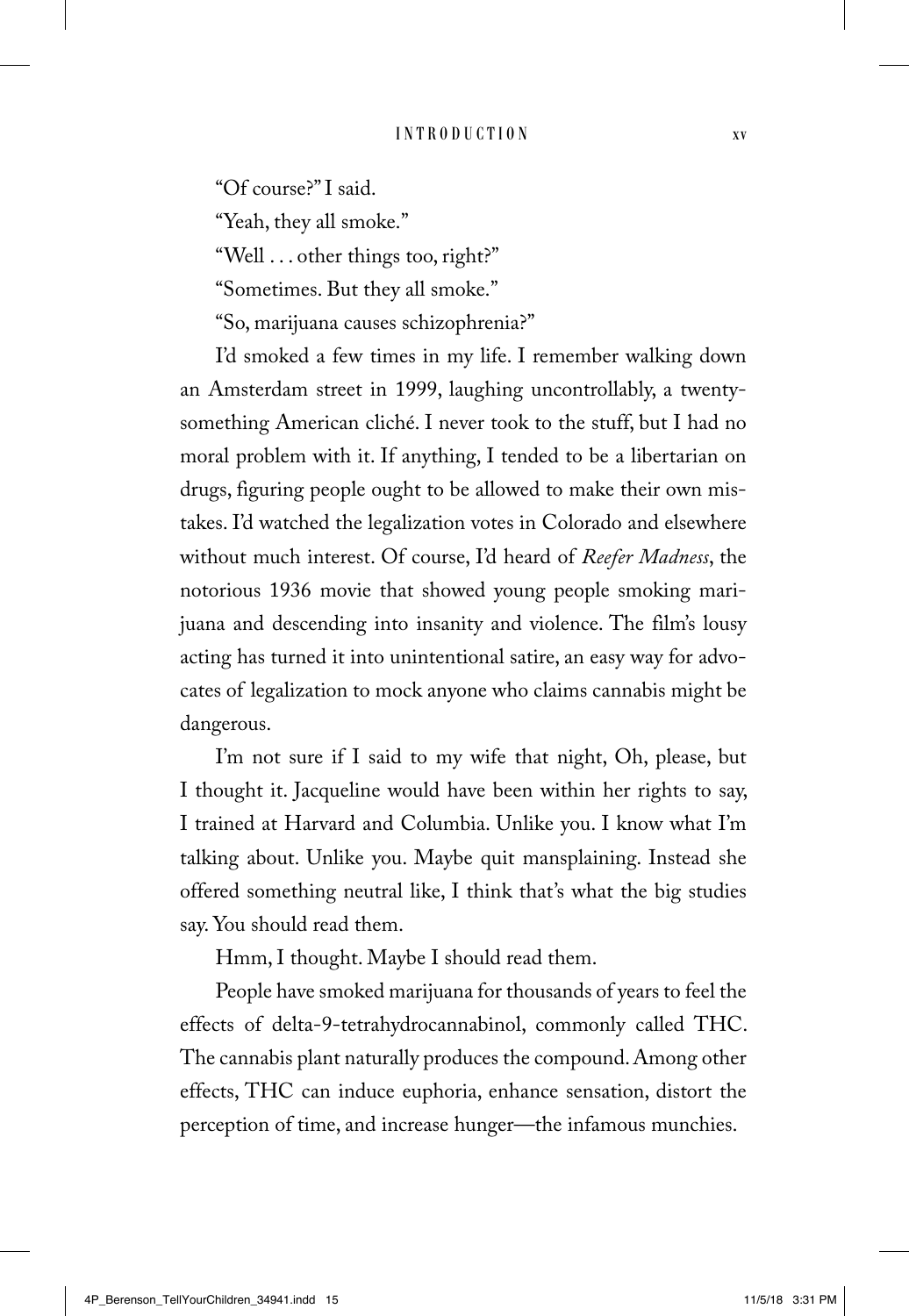"Of course?" I said.

"Yeah, they all smoke."

"Well . . . other things too, right?"

"Sometimes. But they all smoke."

"So, marijuana causes schizophrenia?"

I'd smoked a few times in my life. I remember walking down an Amsterdam street in 1999, laughing uncontrollably, a twenty-something American cliché. I never took to the stuff, but I had no moral problem with it. If anything, I tended to be a libertarian on drugs, figuring people ought to be allowed to make their own mistakes. I'd watched the legalization votes in Colorado and elsewhere without much interest. Of course, I'd heard of *Reefer Madness*, the notorious 1936 movie that showed young people smoking marijuana and descending into insanity and violence. The film's lousy acting has turned it into unintentional satire, an easy way for advocates of legalization to mock anyone who claims cannabis might be dangerous.

I'm not sure if I said to my wife that night, Oh, please, but I thought it. Jacqueline would have been within her rights to say, I trained at Harvard and Columbia. Unlike you. I know what I'm talking about. Unlike you. Maybe quit mansplaining. Instead she offered something neutral like, I think that's what the big studies say. You should read them.

Hmm, I thought. Maybe I should read them.

People have smoked marijuana for thousands of years to feel the effects of delta-9-tetrahydrocannabinol, commonly called THC. The cannabis plant naturally produces the compound. Among other effects, THC can induce euphoria, enhance sensation, distort the perception of time, and increase hunger—the infamous munchies.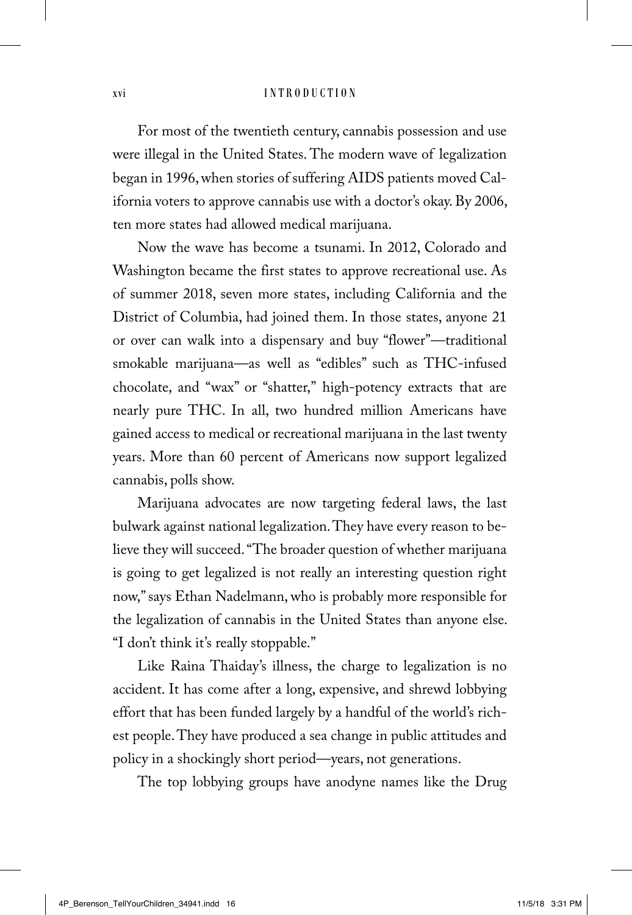For most of the twentieth century, cannabis possession and use were illegal in the United States. The modern wave of legalization began in 1996, when stories of suffering AIDS patients moved California voters to approve cannabis use with a doctor's okay. By 2006, ten more states had allowed medical marijuana.

Now the wave has become a tsunami. In 2012, Colorado and Washington became the first states to approve recreational use. As of summer 2018, seven more states, including California and the District of Columbia, had joined them. In those states, anyone 21 or over can walk into a dispensary and buy "flower"—traditional smokable marijuana—as well as "edibles" such as THC-infused chocolate, and "wax" or "shatter," high-potency extracts that are nearly pure THC. In all, two hundred million Americans have gained access to medical or recreational marijuana in the last twenty years. More than 60 percent of Americans now support legalized cannabis, polls show.

Marijuana advocates are now targeting federal laws, the last bulwark against national legalization. They have every reason to believe they will succeed. "The broader question of whether marijuana is going to get legalized is not really an interesting question right now," says Ethan Nadelmann, who is probably more responsible for the legalization of cannabis in the United States than anyone else. "I don't think it's really stoppable."

Like Raina Thaiday's illness, the charge to legalization is no accident. It has come after a long, expensive, and shrewd lobbying effort that has been funded largely by a handful of the world's richest people. They have produced a sea change in public attitudes and policy in a shockingly short period—years, not generations.

The top lobbying groups have anodyne names like the Drug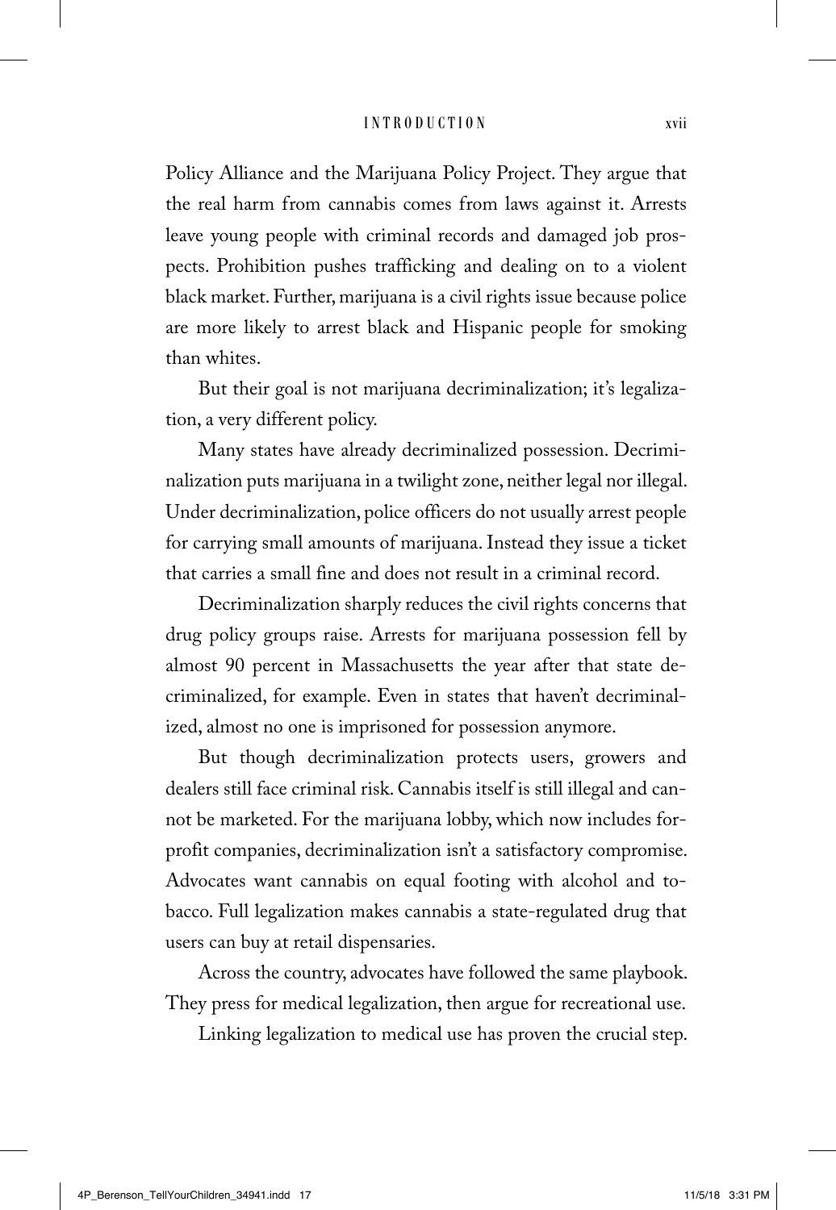Policy Alliance and the Marijuana Policy Project. They argue that the real harm from cannabis comes from laws against it. Arrests leave young people with criminal records and damaged job prospects. Prohibition pushes trafficking and dealing on to a violent black market. Further, marijuana is a civil rights issue because police are more likely to arrest black and Hispanic people for smoking than whites.

But their goal is not marijuana decriminalization; it's legalization, a very different policy.

Many states have already decriminalized possession. Decriminalization puts marijuana in a twilight zone, neither legal nor illegal. Under decriminalization, police officers do not usually arrest people for carrying small amounts of marijuana. Instead they issue a ticket that carries a small fine and does not result in a criminal record.

Decriminalization sharply reduces the civil rights concerns that drug policy groups raise. Arrests for marijuana possession fell by almost 90 percent in Massachusetts the year after that state decriminalized, for example. Even in states that haven't decriminalized, almost no one is imprisoned for possession anymore.

But though decriminalization protects users, growers and dealers still face criminal risk. Cannabis itself is still illegal and cannot be marketed. For the marijuana lobby, which now includes for-profit companies, decriminalization isn't a satisfactory compromise. Advocates want cannabis on equal footing with alcohol and tobacco. Full legalization makes cannabis a state-regulated drug that users can buy at retail dispensaries.

Across the country, advocates have followed the same playbook. They press for medical legalization, then argue for recreational use.

Linking legalization to medical use has proven the crucial step.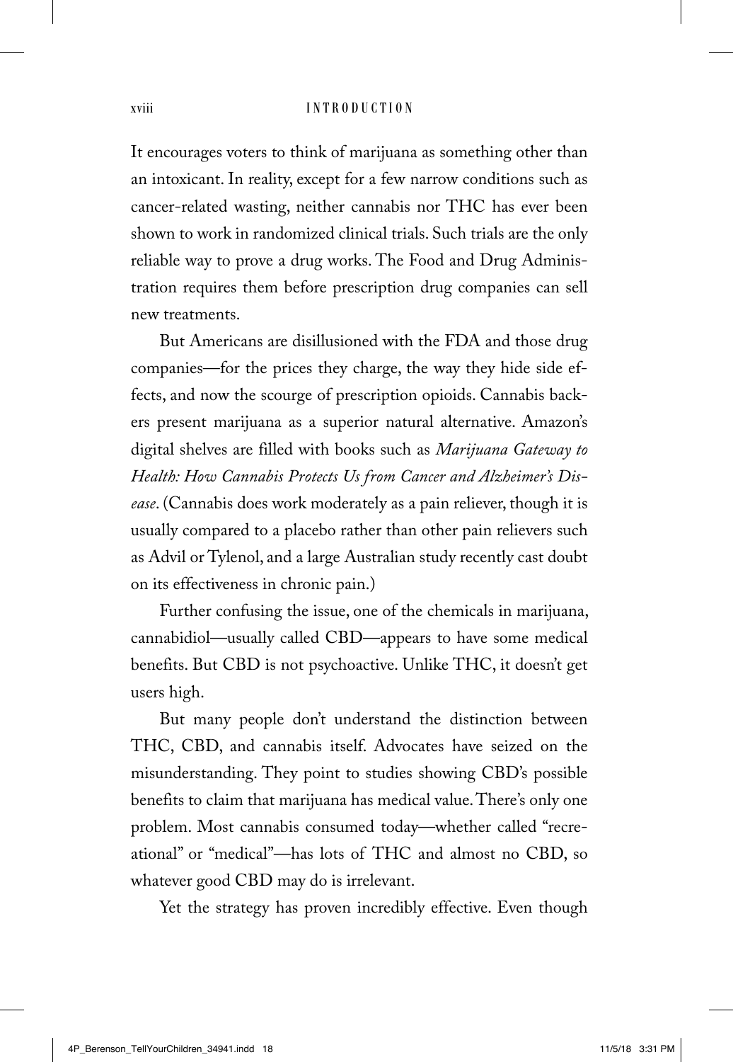It encourages voters to think of marijuana as something other than an intoxicant. In reality, except for a few narrow conditions such as cancer-related wasting, neither cannabis nor THC has ever been shown to work in randomized clinical trials. Such trials are the only reliable way to prove a drug works. The Food and Drug Administration requires them before prescription drug companies can sell new treatments.

But Americans are disillusioned with the FDA and those drug companies—for the prices they charge, the way they hide side effects, and now the scourge of prescription opioids. Cannabis backers present marijuana as a superior natural alternative. Amazon's digital shelves are filled with books such as *Marijuana Gateway to Health: How Cannabis Protects Us from Cancer and Alzheimer's Disease*. (Cannabis does work moderately as a pain reliever, though it is usually compared to a placebo rather than other pain relievers such as Advil or Tylenol, and a large Australian study recently cast doubt on its effectiveness in chronic pain.)

Further confusing the issue, one of the chemicals in marijuana, cannabidiol—usually called CBD—appears to have some medical benefits. But CBD is not psychoactive. Unlike THC, it doesn't get users high.

But many people don't understand the distinction between THC, CBD, and cannabis itself. Advocates have seized on the misunderstanding. They point to studies showing CBD's possible benefits to claim that marijuana has medical value. There's only one problem. Most cannabis consumed today—whether called "recreational" or "medical"—has lots of THC and almost no CBD, so whatever good CBD may do is irrelevant.

Yet the strategy has proven incredibly effective. Even though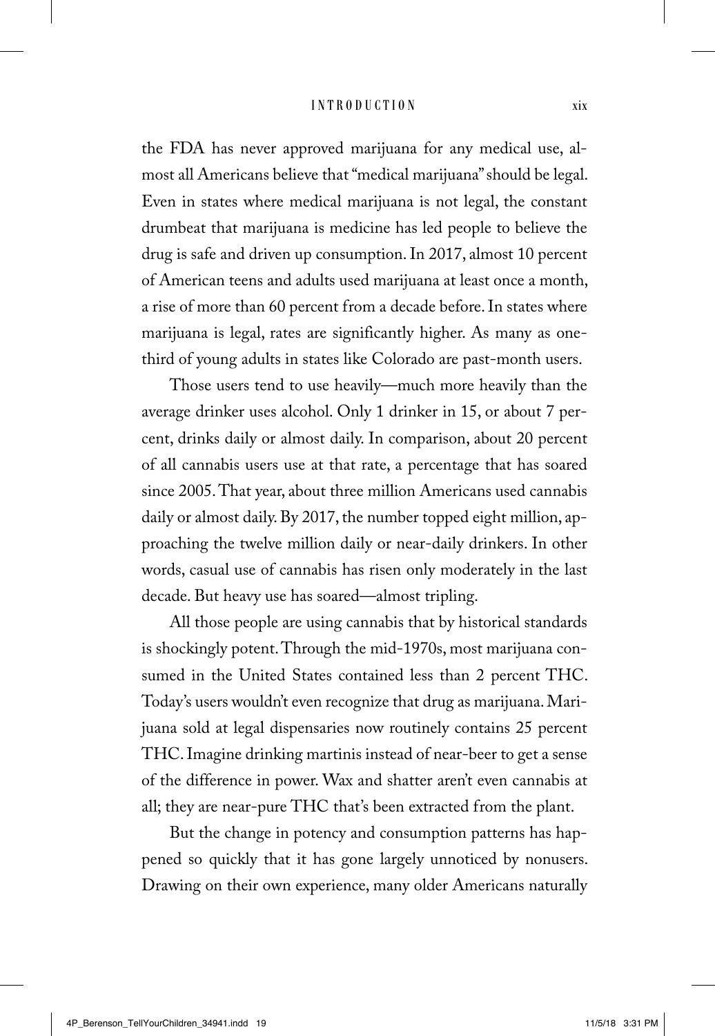the FDA has never approved marijuana for any medical use, almost all Americans believe that "medical marijuana" should be legal. Even in states where medical marijuana is not legal, the constant drumbeat that marijuana is medicine has led people to believe the drug is safe and driven up consumption. In 2017, almost 10 percent of American teens and adults used marijuana at least once a month, a rise of more than 60 percent from a decade before. In states where marijuana is legal, rates are significantly higher. As many as one-third of young adults in states like Colorado are past-month users.

Those users tend to use heavily—much more heavily than the average drinker uses alcohol. Only 1 drinker in 15, or about 7 percent, drinks daily or almost daily. In comparison, about 20 percent of all cannabis users use at that rate, a percentage that has soared since 2005. That year, about three million Americans used cannabis daily or almost daily. By 2017, the number topped eight million, approaching the twelve million daily or near-daily drinkers. In other words, casual use of cannabis has risen only moderately in the last decade. But heavy use has soared—almost tripling.

All those people are using cannabis that by historical standards is shockingly potent. Through the mid-1970s, most marijuana consumed in the United States contained less than 2 percent THC. Today's users wouldn't even recognize that drug as marijuana. Marijuana sold at legal dispensaries now routinely contains 25 percent THC. Imagine drinking martinis instead of near-beer to get a sense of the difference in power. Wax and shatter aren't even cannabis at all; they are near-pure THC that's been extracted from the plant.

But the change in potency and consumption patterns has happened so quickly that it has gone largely unnoticed by nonusers. Drawing on their own experience, many older Americans naturally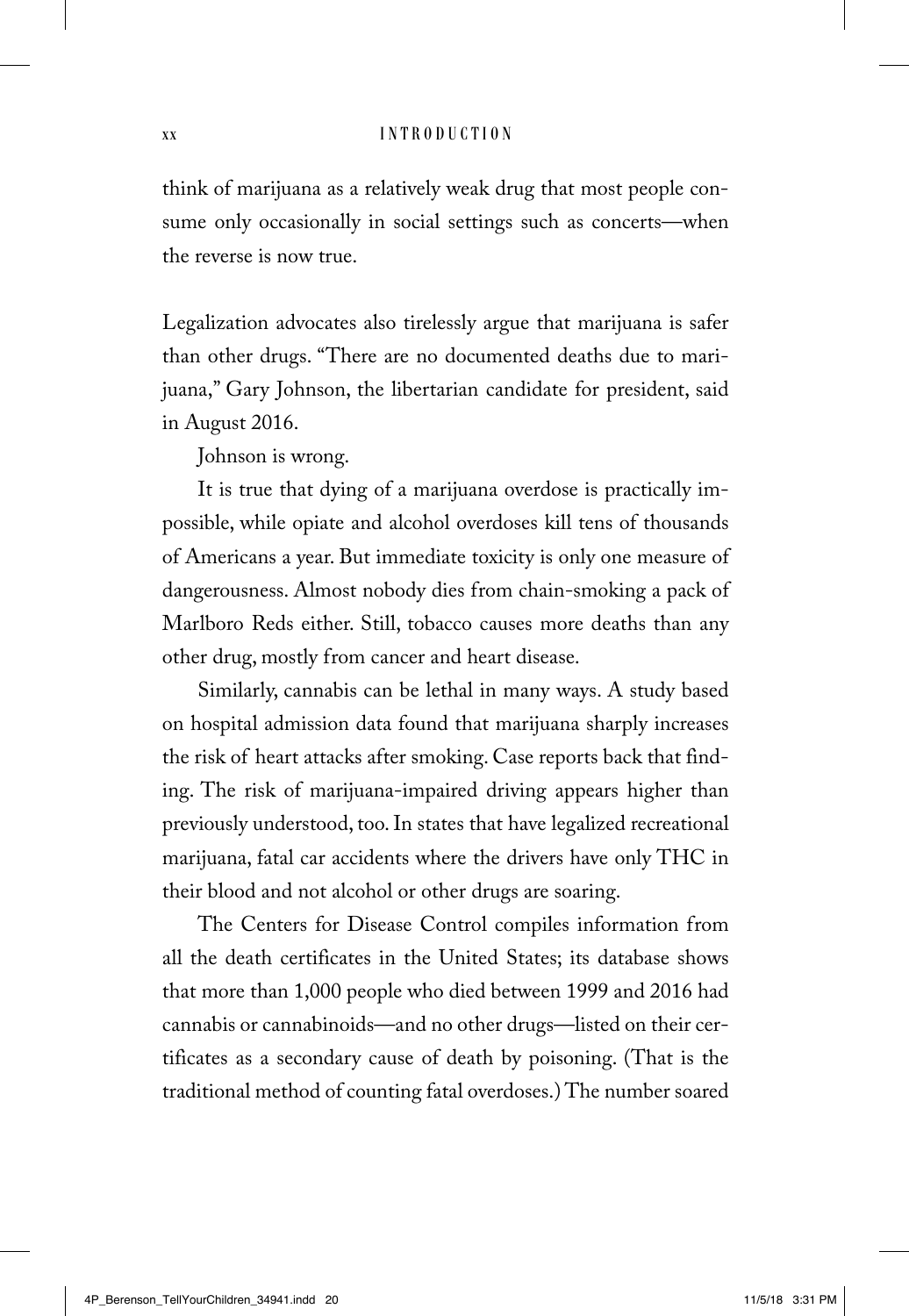think of marijuana as a relatively weak drug that most people consume only occasionally in social settings such as concerts—when the reverse is now true.

Legalization advocates also tirelessly argue that marijuana is safer than other drugs. "There are no documented deaths due to marijuana," Gary Johnson, the libertarian candidate for president, said in August 2016.

Johnson is wrong.

It is true that dying of a marijuana overdose is practically impossible, while opiate and alcohol overdoses kill tens of thousands of Americans a year. But immediate toxicity is only one measure of dangerousness. Almost nobody dies from chain-smoking a pack of Marlboro Reds either. Still, tobacco causes more deaths than any other drug, mostly from cancer and heart disease.

Similarly, cannabis can be lethal in many ways. A study based on hospital admission data found that marijuana sharply increases the risk of heart attacks after smoking. Case reports back that finding. The risk of marijuana-impaired driving appears higher than previously understood, too. In states that have legalized recreational marijuana, fatal car accidents where the drivers have only THC in their blood and not alcohol or other drugs are soaring.

The Centers for Disease Control compiles information from all the death certificates in the United States; its database shows that more than 1,000 people who died between 1999 and 2016 had cannabis or cannabinoids—and no other drugs—listed on their certificates as a secondary cause of death by poisoning. (That is the traditional method of counting fatal overdoses.) The number soared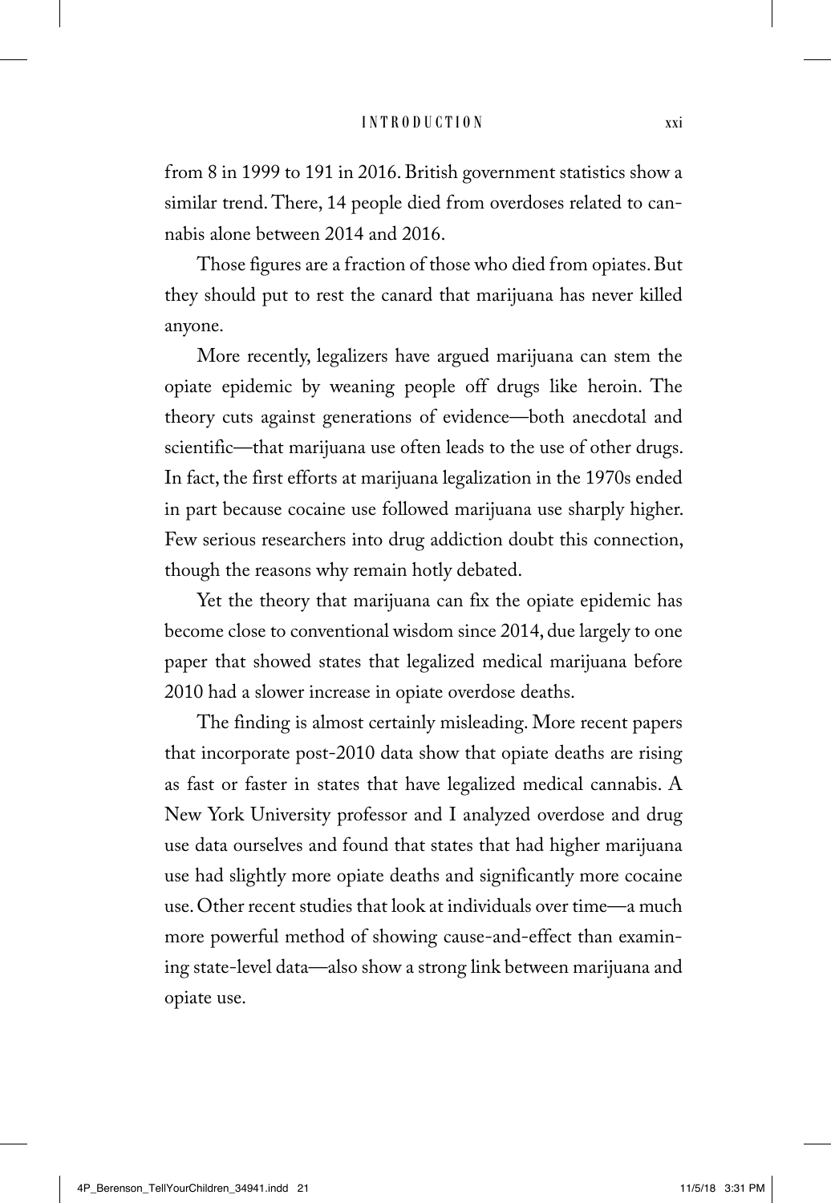from 8 in 1999 to 191 in 2016. British government statistics show a similar trend. There, 14 people died from overdoses related to cannabis alone between 2014 and 2016.

Those figures are a fraction of those who died from opiates. But they should put to rest the canard that marijuana has never killed anyone.

More recently, legalizers have argued marijuana can stem the opiate epidemic by weaning people off drugs like heroin. The theory cuts against generations of evidence—both anecdotal and scientific—that marijuana use often leads to the use of other drugs. In fact, the first efforts at marijuana legalization in the 1970s ended in part because cocaine use followed marijuana use sharply higher. Few serious researchers into drug addiction doubt this connection, though the reasons why remain hotly debated.

Yet the theory that marijuana can fix the opiate epidemic has become close to conventional wisdom since 2014, due largely to one paper that showed states that legalized medical marijuana before 2010 had a slower increase in opiate overdose deaths.

The finding is almost certainly misleading. More recent papers that incorporate post-2010 data show that opiate deaths are rising as fast or faster in states that have legalized medical cannabis. A New York University professor and I analyzed overdose and drug use data ourselves and found that states that had higher marijuana use had slightly more opiate deaths and significantly more cocaine use. Other recent studies that look at individuals over time—a much more powerful method of showing cause-and-effect than examining state-level data—also show a strong link between marijuana and opiate use.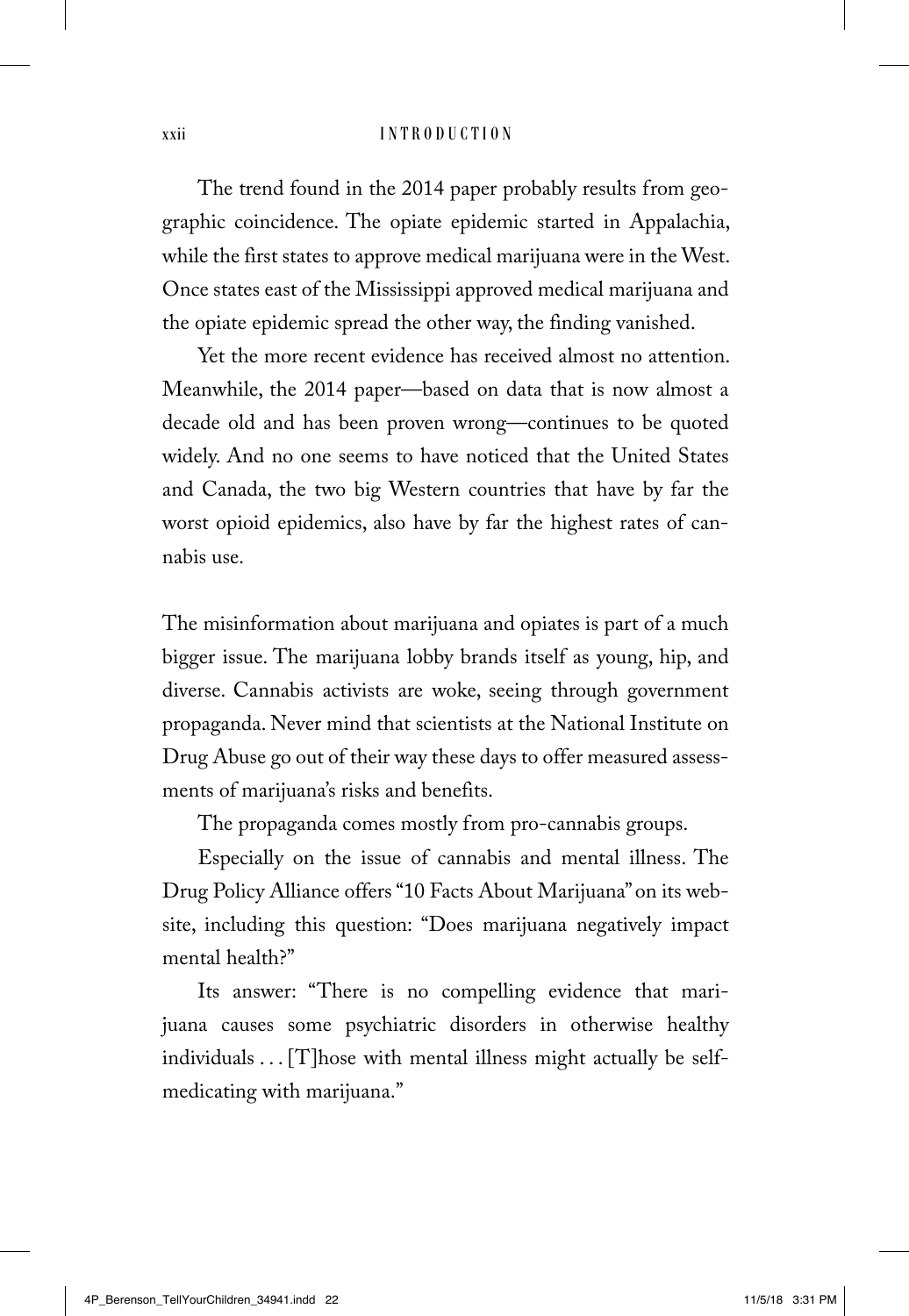The trend found in the 2014 paper probably results from geographic coincidence. The opiate epidemic started in Appalachia, while the first states to approve medical marijuana were in the West. Once states east of the Mississippi approved medical marijuana and the opiate epidemic spread the other way, the finding vanished.

Yet the more recent evidence has received almost no attention. Meanwhile, the 2014 paper—based on data that is now almost a decade old and has been proven wrong—continues to be quoted widely. And no one seems to have noticed that the United States and Canada, the two big Western countries that have by far the worst opioid epidemics, also have by far the highest rates of cannabis use.

The misinformation about marijuana and opiates is part of a much bigger issue. The marijuana lobby brands itself as young, hip, and diverse. Cannabis activists are woke, seeing through government propaganda. Never mind that scientists at the National Institute on Drug Abuse go out of their way these days to offer measured assessments of marijuana's risks and benefits.

The propaganda comes mostly from pro-cannabis groups.

Especially on the issue of cannabis and mental illness. The Drug Policy Alliance offers "10 Facts About Marijuana" on its website, including this question: "Does marijuana negatively impact mental health?"

Its answer: "There is no compelling evidence that marijuana causes some psychiatric disorders in otherwise healthy individuals . . . [T]hose with mental illness might actually be self-medicating with marijuana."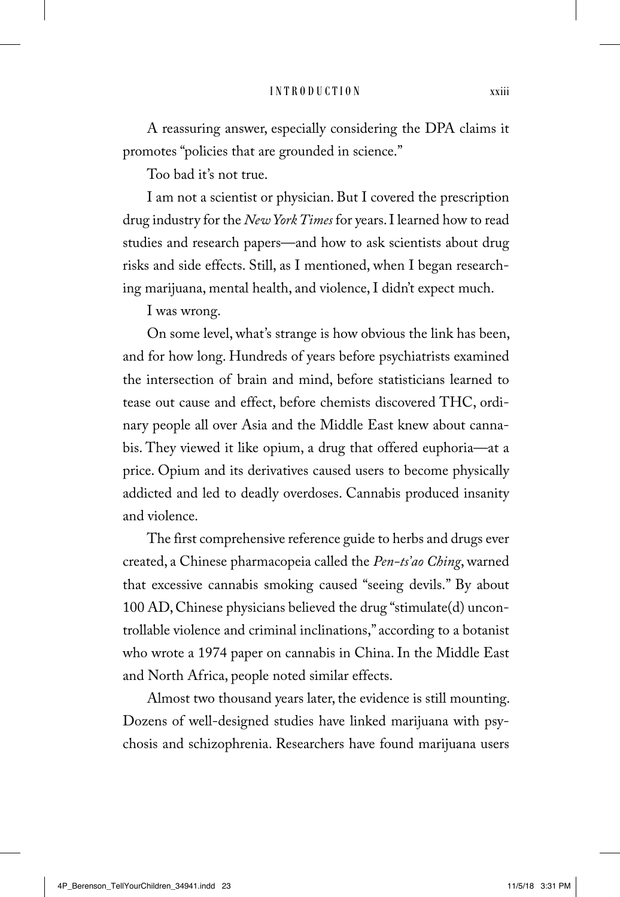A reassuring answer, especially considering the DPA claims it promotes "policies that are grounded in science."

Too bad it's not true.

I am not a scientist or physician. But I covered the prescription drug industry for the *New York Times* for years. I learned how to read studies and research papers—and how to ask scientists about drug risks and side effects. Still, as I mentioned, when I began researching marijuana, mental health, and violence, I didn't expect much.

I was wrong.

On some level, what's strange is how obvious the link has been, and for how long. Hundreds of years before psychiatrists examined the intersection of brain and mind, before statisticians learned to tease out cause and effect, before chemists discovered THC, ordinary people all over Asia and the Middle East knew about cannabis. They viewed it like opium, a drug that offered euphoria—at a price. Opium and its derivatives caused users to become physically addicted and led to deadly overdoses. Cannabis produced insanity and violence.

The first comprehensive reference guide to herbs and drugs ever created, a Chinese pharmacopeia called the *Pen-ts'ao Ching*, warned that excessive cannabis smoking caused "seeing devils." By about 100 AD, Chinese physicians believed the drug "stimulate(d) uncontrollable violence and criminal inclinations," according to a botanist who wrote a 1974 paper on cannabis in China. In the Middle East and North Africa, people noted similar effects.

Almost two thousand years later, the evidence is still mounting. Dozens of well-designed studies have linked marijuana with psychosis and schizophrenia. Researchers have found marijuana users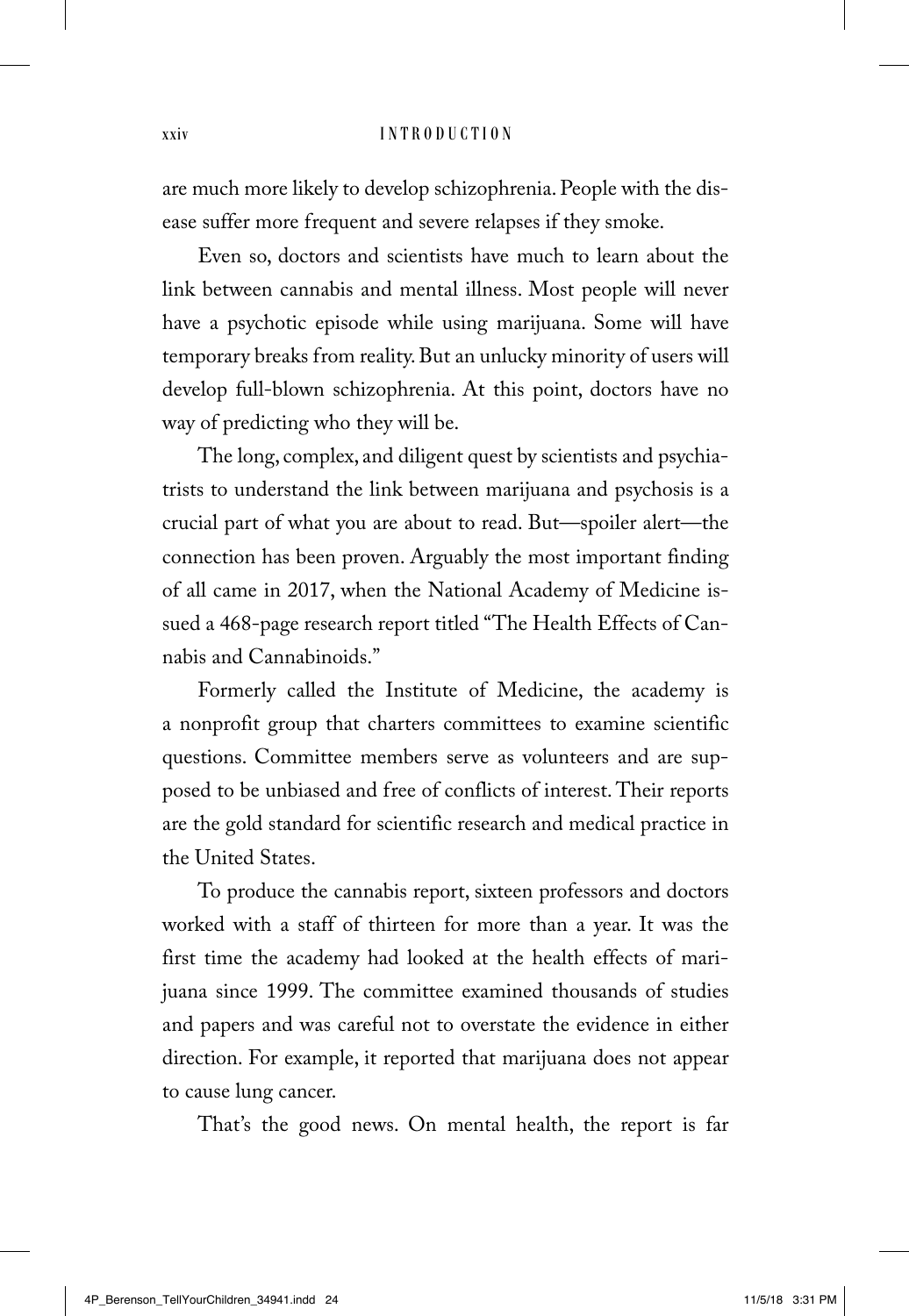are much more likely to develop schizophrenia. People with the disease suffer more frequent and severe relapses if they smoke.

Even so, doctors and scientists have much to learn about the link between cannabis and mental illness. Most people will never have a psychotic episode while using marijuana. Some will have temporary breaks from reality. But an unlucky minority of users will develop full-blown schizophrenia. At this point, doctors have no way of predicting who they will be.

The long, complex, and diligent quest by scientists and psychiatrists to understand the link between marijuana and psychosis is a crucial part of what you are about to read. But—spoiler alert—the connection has been proven. Arguably the most important finding of all came in 2017, when the National Academy of Medicine issued a 468-page research report titled "The Health Effects of Cannabis and Cannabinoids."

Formerly called the Institute of Medicine, the academy is a nonprofit group that charters committees to examine scientific questions. Committee members serve as volunteers and are supposed to be unbiased and free of conflicts of interest. Their reports are the gold standard for scientific research and medical practice in the United States.

To produce the cannabis report, sixteen professors and doctors worked with a staff of thirteen for more than a year. It was the first time the academy had looked at the health effects of marijuana since 1999. The committee examined thousands of studies and papers and was careful not to overstate the evidence in either direction. For example, it reported that marijuana does not appear to cause lung cancer.

That's the good news. On mental health, the report is far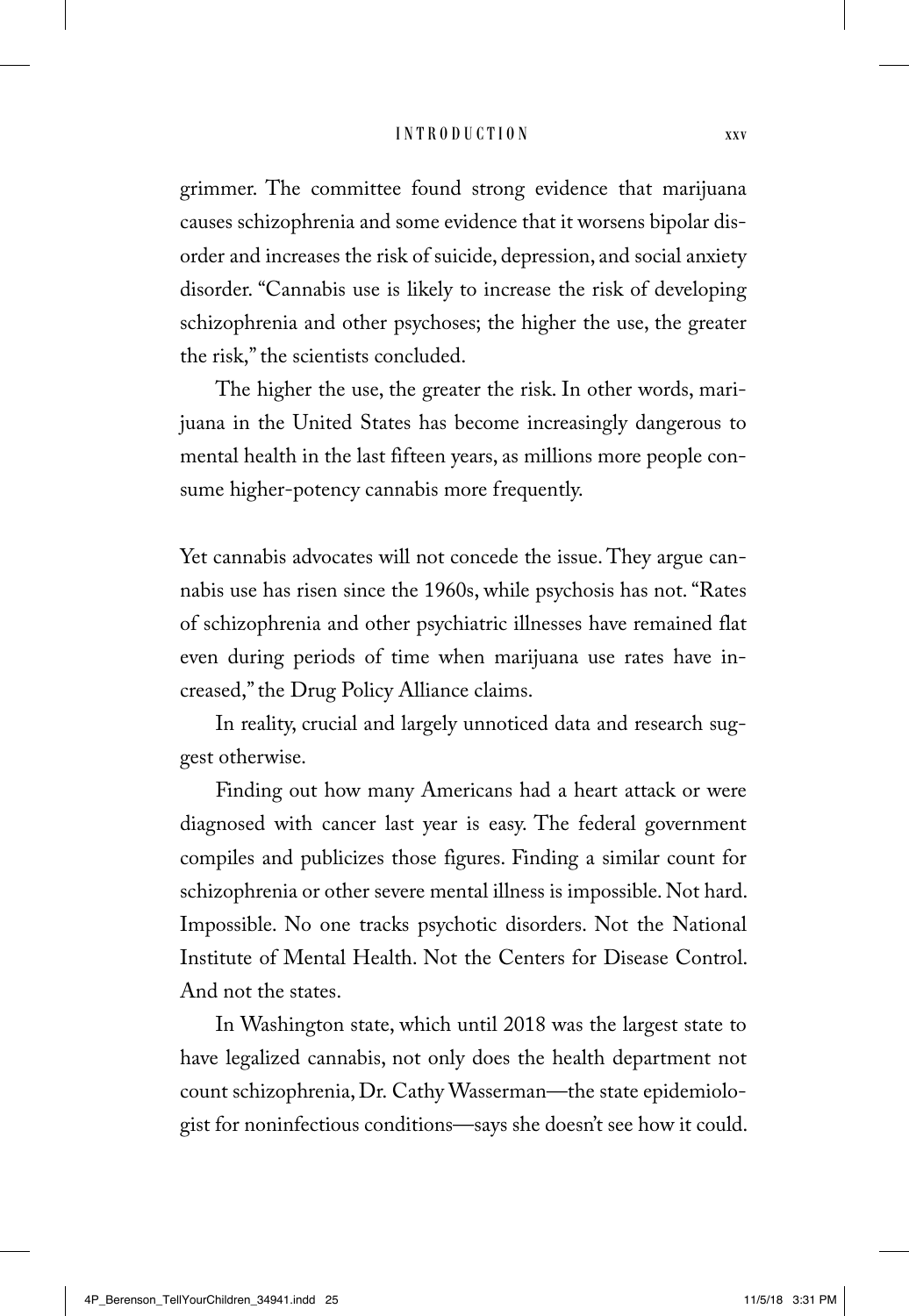grimmer. The committee found strong evidence that marijuana causes schizophrenia and some evidence that it worsens bipolar disorder and increases the risk of suicide, depression, and social anxiety disorder. "Cannabis use is likely to increase the risk of developing schizophrenia and other psychoses; the higher the use, the greater the risk," the scientists concluded.

The higher the use, the greater the risk. In other words, marijuana in the United States has become increasingly dangerous to mental health in the last fifteen years, as millions more people consume higher-potency cannabis more frequently.

Yet cannabis advocates will not concede the issue. They argue cannabis use has risen since the 1960s, while psychosis has not. "Rates of schizophrenia and other psychiatric illnesses have remained flat even during periods of time when marijuana use rates have increased," the Drug Policy Alliance claims.

In reality, crucial and largely unnoticed data and research suggest otherwise.

Finding out how many Americans had a heart attack or were diagnosed with cancer last year is easy. The federal government compiles and publicizes those figures. Finding a similar count for schizophrenia or other severe mental illness is impossible. Not hard. Impossible. No one tracks psychotic disorders. Not the National Institute of Mental Health. Not the Centers for Disease Control. And not the states.

In Washington state, which until 2018 was the largest state to have legalized cannabis, not only does the health department not count schizophrenia, Dr. Cathy Wasserman—the state epidemiologist for noninfectious conditions—says she doesn't see how it could.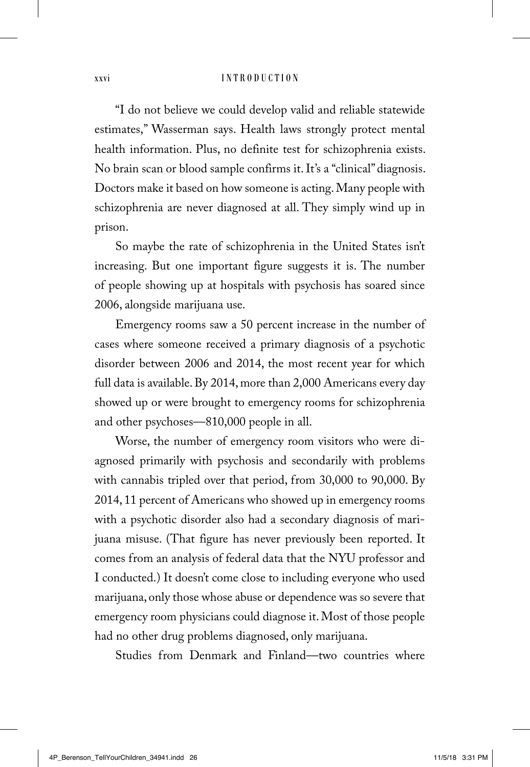"I do not believe we could develop valid and reliable statewide estimates," Wasserman says. Health laws strongly protect mental health information. Plus, no definite test for schizophrenia exists. No brain scan or blood sample confirms it. It's a "clinical" diagnosis. Doctors make it based on how someone is acting. Many people with schizophrenia are never diagnosed at all. They simply wind up in prison.

So maybe the rate of schizophrenia in the United States isn't increasing. But one important figure suggests it is. The number of people showing up at hospitals with psychosis has soared since 2006, alongside marijuana use.

Emergency rooms saw a 50 percent increase in the number of cases where someone received a primary diagnosis of a psychotic disorder between 2006 and 2014, the most recent year for which full data is available. By 2014, more than 2,000 Americans every day showed up or were brought to emergency rooms for schizophrenia and other psychoses—810,000 people in all.

Worse, the number of emergency room visitors who were diagnosed primarily with psychosis and secondarily with problems with cannabis tripled over that period, from 30,000 to 90,000. By 2014, 11 percent of Americans who showed up in emergency rooms with a psychotic disorder also had a secondary diagnosis of marijuana misuse. (That figure has never previously been reported. It comes from an analysis of federal data that the NYU professor and I conducted.) It doesn't come close to including everyone who used marijuana, only those whose abuse or dependence was so severe that emergency room physicians could diagnose it. Most of those people had no other drug problems diagnosed, only marijuana.

Studies from Denmark and Finland—two countries where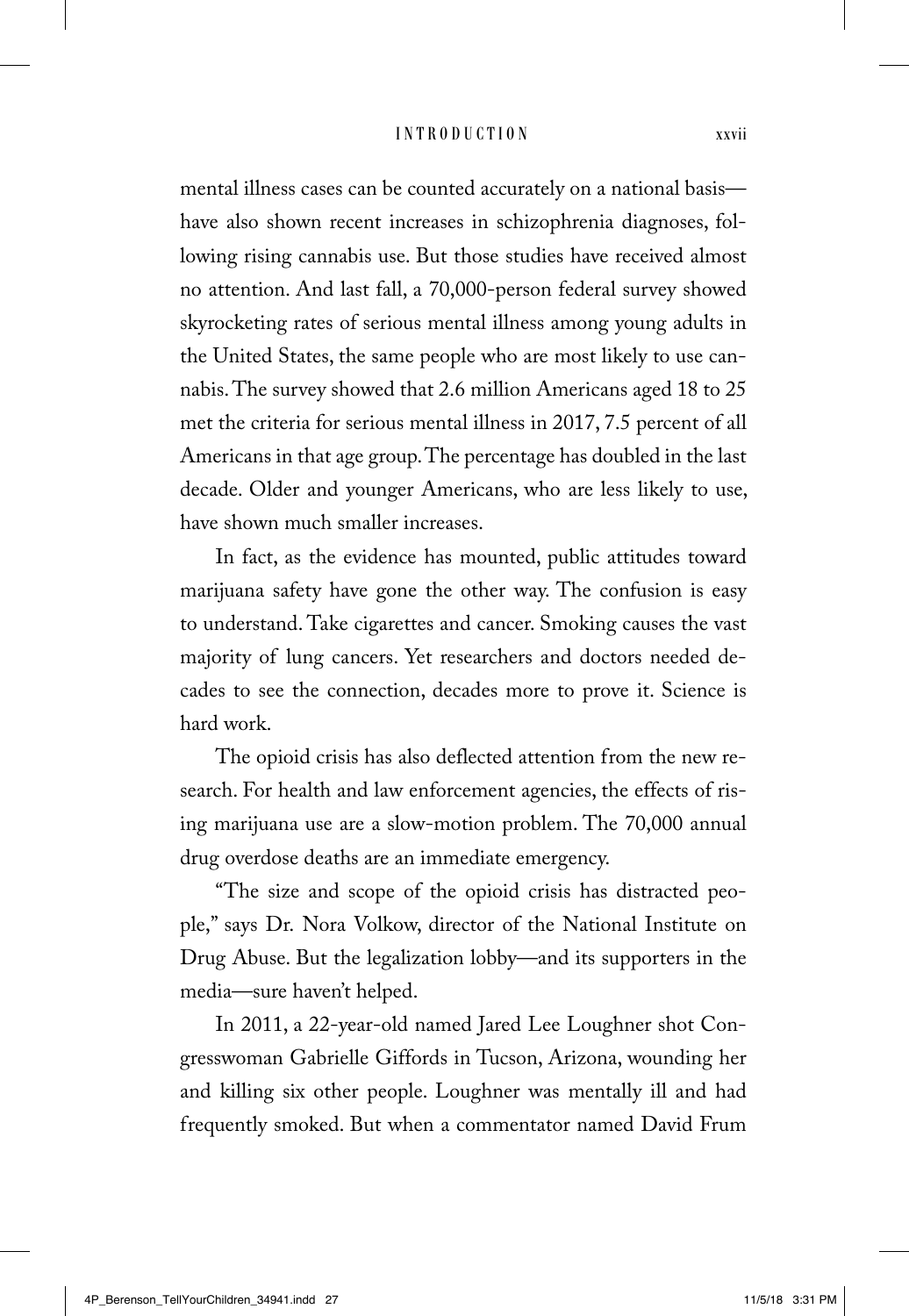mental illness cases can be counted accurately on a national basis—have also shown recent increases in schizophrenia diagnoses, following rising cannabis use. But those studies have received almost no attention. And last fall, a 70,000-person federal survey showed skyrocketing rates of serious mental illness among young adults in the United States, the same people who are most likely to use cannabis. The survey showed that 2.6 million Americans aged 18 to 25 met the criteria for serious mental illness in 2017, 7.5 percent of all Americans in that age group. The percentage has doubled in the last decade. Older and younger Americans, who are less likely to use, have shown much smaller increases.

In fact, as the evidence has mounted, public attitudes toward marijuana safety have gone the other way. The confusion is easy to understand. Take cigarettes and cancer. Smoking causes the vast majority of lung cancers. Yet researchers and doctors needed decades to see the connection, decades more to prove it. Science is hard work.

The opioid crisis has also deflected attention from the new research. For health and law enforcement agencies, the effects of rising marijuana use are a slow-motion problem. The 70,000 annual drug overdose deaths are an immediate emergency.

"The size and scope of the opioid crisis has distracted people," says Dr. Nora Volkow, director of the National Institute on Drug Abuse. But the legalization lobby—and its supporters in the media—sure haven't helped.

In 2011, a 22-year-old named Jared Lee Loughner shot Congresswoman Gabrielle Giffords in Tucson, Arizona, wounding her and killing six other people. Loughner was mentally ill and had frequently smoked. But when a commentator named David Frum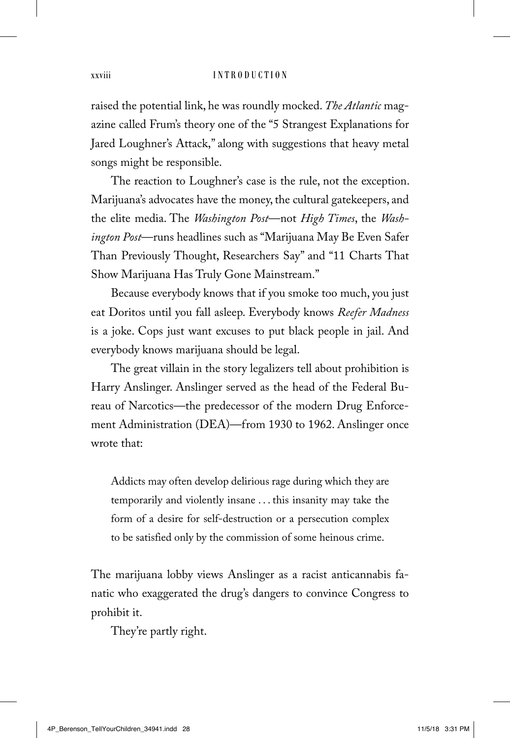raised the potential link, he was roundly mocked. *The Atlantic* magazine called Frum's theory one of the "5 Strangest Explanations for Jared Loughner's Attack," along with suggestions that heavy metal songs might be responsible.

The reaction to Loughner's case is the rule, not the exception. Marijuana's advocates have the money, the cultural gatekeepers, and the elite media. The *Washington Post*—not *High Times*, the *Washington Post*—runs headlines such as "Marijuana May Be Even Safer Than Previously Thought, Researchers Say" and "11 Charts That Show Marijuana Has Truly Gone Mainstream."

Because everybody knows that if you smoke too much, you just eat Doritos until you fall asleep. Everybody knows *Reefer Madness* is a joke. Cops just want excuses to put black people in jail. And everybody knows marijuana should be legal.

The great villain in the story legalizers tell about prohibition is Harry Anslinger. Anslinger served as the head of the Federal Bureau of Narcotics—the predecessor of the modern Drug Enforcement Administration (DEA)—from 1930 to 1962. Anslinger once wrote that:

> Addicts may often develop delirious rage during which they are temporarily and violently insane . . . this insanity may take the form of a desire for self-destruction or a persecution complex to be satisfied only by the commission of some heinous crime.

The marijuana lobby views Anslinger as a racist anticannabis fanatic who exaggerated the drug's dangers to convince Congress to prohibit it.

They're partly right.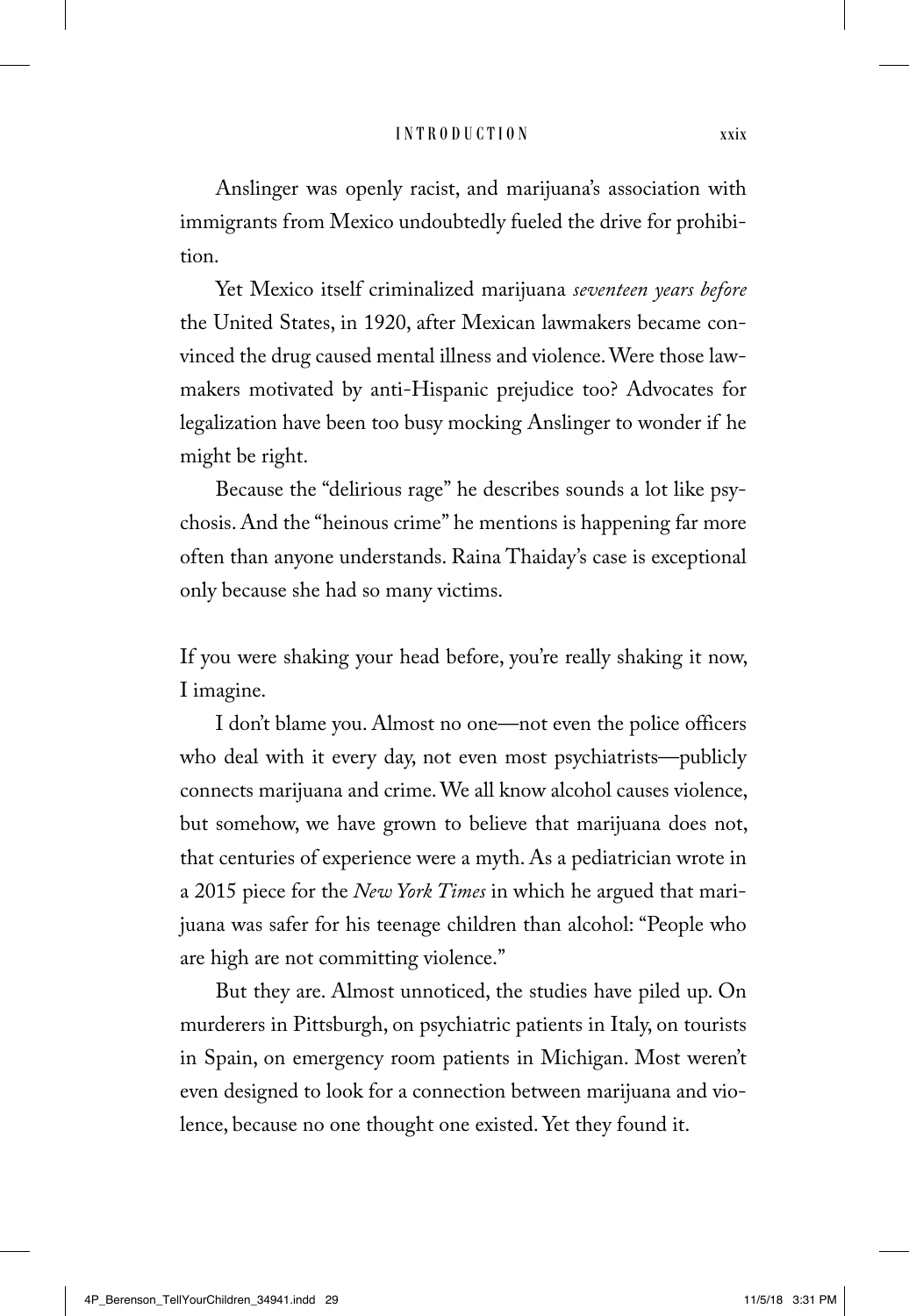Anslinger was openly racist, and marijuana's association with immigrants from Mexico undoubtedly fueled the drive for prohibition.

Yet Mexico itself criminalized marijuana *seventeen years before* the United States, in 1920, after Mexican lawmakers became convinced the drug caused mental illness and violence. Were those lawmakers motivated by anti-Hispanic prejudice too? Advocates for legalization have been too busy mocking Anslinger to wonder if he might be right.

Because the "delirious rage" he describes sounds a lot like psychosis. And the "heinous crime" he mentions is happening far more often than anyone understands. Raina Thaiday's case is exceptional only because she had so many victims.

If you were shaking your head before, you're really shaking it now, I imagine.

I don't blame you. Almost no one—not even the police officers who deal with it every day, not even most psychiatrists—publicly connects marijuana and crime. We all know alcohol causes violence, but somehow, we have grown to believe that marijuana does not, that centuries of experience were a myth. As a pediatrician wrote in a 2015 piece for the *New York Times* in which he argued that marijuana was safer for his teenage children than alcohol: "People who are high are not committing violence."

But they are. Almost unnoticed, the studies have piled up. On murderers in Pittsburgh, on psychiatric patients in Italy, on tourists in Spain, on emergency room patients in Michigan. Most weren't even designed to look for a connection between marijuana and violence, because no one thought one existed. Yet they found it.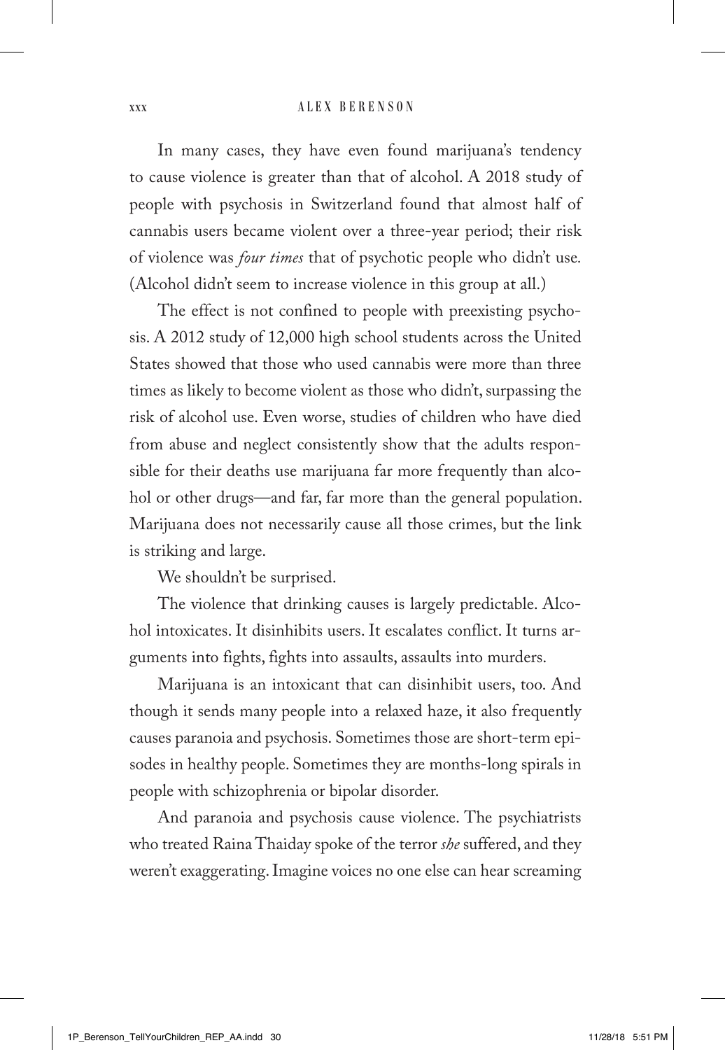In many cases, they have even found marijuana's tendency to cause violence is greater than that of alcohol. A 2018 study of people with psychosis in Switzerland found that almost half of cannabis users became violent over a three-year period; their risk of violence was *four times* that of psychotic people who didn't use. (Alcohol didn't seem to increase violence in this group at all.)

The effect is not confined to people with preexisting psychosis. A 2012 study of 12,000 high school students across the United States showed that those who used cannabis were more than three times as likely to become violent as those who didn't, surpassing the risk of alcohol use. Even worse, studies of children who have died from abuse and neglect consistently show that the adults responsible for their deaths use marijuana far more frequently than alcohol or other drugs—and far, far more than the general population. Marijuana does not necessarily cause all those crimes, but the link is striking and large.

We shouldn't be surprised.

The violence that drinking causes is largely predictable. Alcohol intoxicates. It disinhibits users. It escalates conflict. It turns arguments into fights, fights into assaults, assaults into murders.

Marijuana is an intoxicant that can disinhibit users, too. And though it sends many people into a relaxed haze, it also frequently causes paranoia and psychosis. Sometimes those are short-term episodes in healthy people. Sometimes they are months-long spirals in people with schizophrenia or bipolar disorder.

And paranoia and psychosis cause violence. The psychiatrists who treated Raina Thaiday spoke of the terror *she* suffered, and they weren't exaggerating. Imagine voices no one else can hear screaming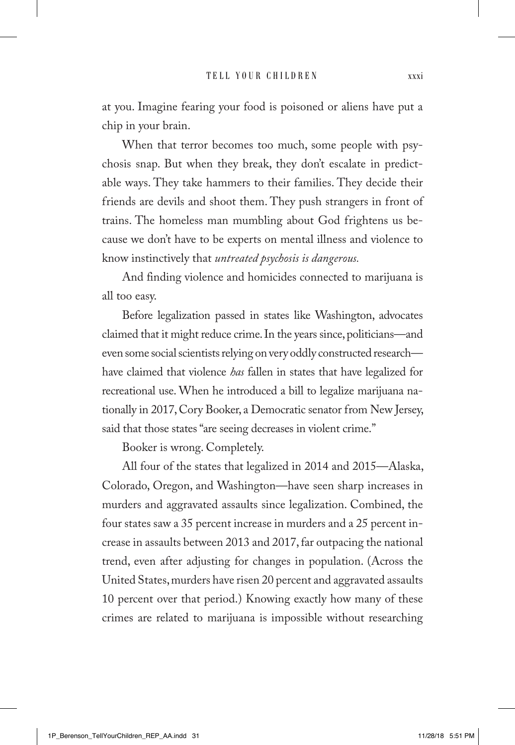at you. Imagine fearing your food is poisoned or aliens have put a chip in your brain.

When that terror becomes too much, some people with psychosis snap. But when they break, they don't escalate in predictable ways. They take hammers to their families. They decide their friends are devils and shoot them. They push strangers in front of trains. The homeless man mumbling about God frightens us because we don't have to be experts on mental illness and violence to know instinctively that *untreated psychosis is dangerous.*

And finding violence and homicides connected to marijuana is all too easy.

Before legalization passed in states like Washington, advocates claimed that it might reduce crime. In the years since, politicians—and even some social scientists relying on very oddly constructed research—have claimed that violence *has* fallen in states that have legalized for recreational use. When he introduced a bill to legalize marijuana nationally in 2017, Cory Booker, a Democratic senator from New Jersey, said that those states "are seeing decreases in violent crime."

Booker is wrong. Completely.

All four of the states that legalized in 2014 and 2015—Alaska, Colorado, Oregon, and Washington—have seen sharp increases in murders and aggravated assaults since legalization. Combined, the four states saw a 35 percent increase in murders and a 25 percent increase in assaults between 2013 and 2017, far outpacing the national trend, even after adjusting for changes in population. (Across the United States, murders have risen 20 percent and aggravated assaults 10 percent over that period.) Knowing exactly how many of these crimes are related to marijuana is impossible without researching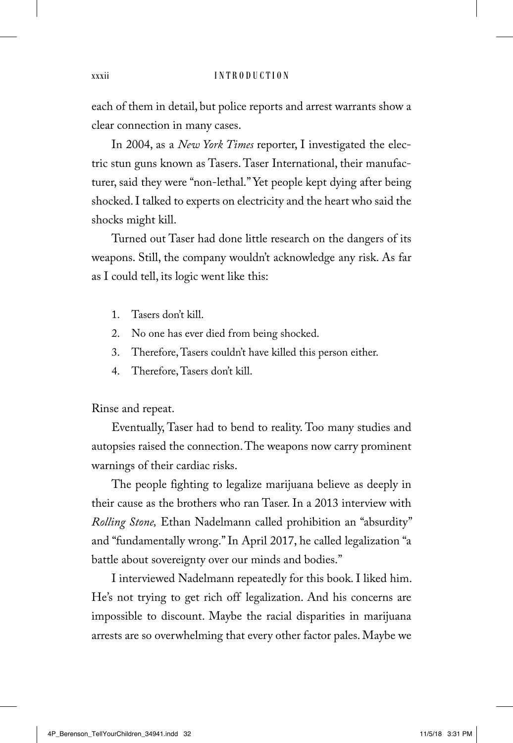each of them in detail, but police reports and arrest warrants show a clear connection in many cases.

In 2004, as a *New York Times* reporter, I investigated the electric stun guns known as Tasers. Taser International, their manufacturer, said they were "non-lethal." Yet people kept dying after being shocked. I talked to experts on electricity and the heart who said the shocks might kill.

Turned out Taser had done little research on the dangers of its weapons. Still, the company wouldn't acknowledge any risk. As far as I could tell, its logic went like this:

1. Tasers don't kill.
2. No one has ever died from being shocked.
3. Therefore, Tasers couldn't have killed this person either.
4. Therefore, Tasers don't kill.

Rinse and repeat.

Eventually, Taser had to bend to reality. Too many studies and autopsies raised the connection. The weapons now carry prominent warnings of their cardiac risks.

The people fighting to legalize marijuana believe as deeply in their cause as the brothers who ran Taser. In a 2013 interview with *Rolling Stone,* Ethan Nadelmann called prohibition an "absurdity" and "fundamentally wrong." In April 2017, he called legalization "a battle about sovereignty over our minds and bodies."

I interviewed Nadelmann repeatedly for this book. I liked him. He's not trying to get rich off legalization. And his concerns are impossible to discount. Maybe the racial disparities in marijuana arrests are so overwhelming that every other factor pales. Maybe we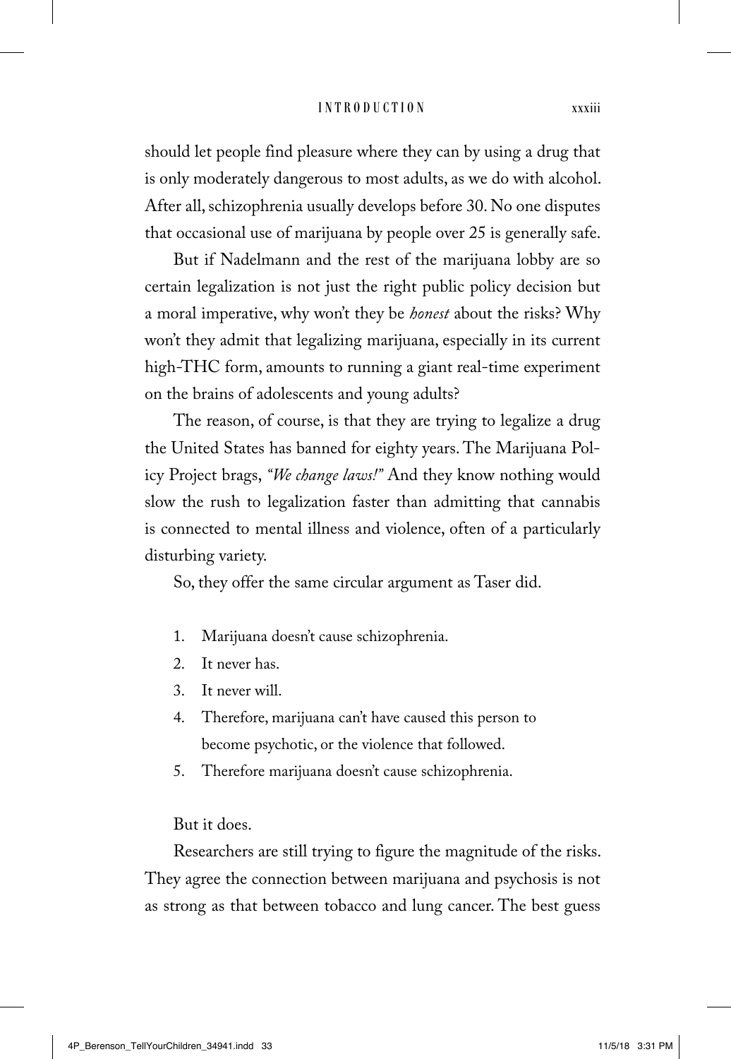should let people find pleasure where they can by using a drug that is only moderately dangerous to most adults, as we do with alcohol. After all, schizophrenia usually develops before 30. No one disputes that occasional use of marijuana by people over 25 is generally safe.

But if Nadelmann and the rest of the marijuana lobby are so certain legalization is not just the right public policy decision but a moral imperative, why won't they be *honest* about the risks? Why won't they admit that legalizing marijuana, especially in its current high-THC form, amounts to running a giant real-time experiment on the brains of adolescents and young adults?

The reason, of course, is that they are trying to legalize a drug the United States has banned for eighty years. The Marijuana Policy Project brags, *"We change laws!"* And they know nothing would slow the rush to legalization faster than admitting that cannabis is connected to mental illness and violence, often of a particularly disturbing variety.

So, they offer the same circular argument as Taser did.

1. Marijuana doesn't cause schizophrenia.
2. It never has.
3. It never will.
4. Therefore, marijuana can't have caused this person to become psychotic, or the violence that followed.
5. Therefore marijuana doesn't cause schizophrenia.

But it does.

Researchers are still trying to figure the magnitude of the risks. They agree the connection between marijuana and psychosis is not as strong as that between tobacco and lung cancer. The best guess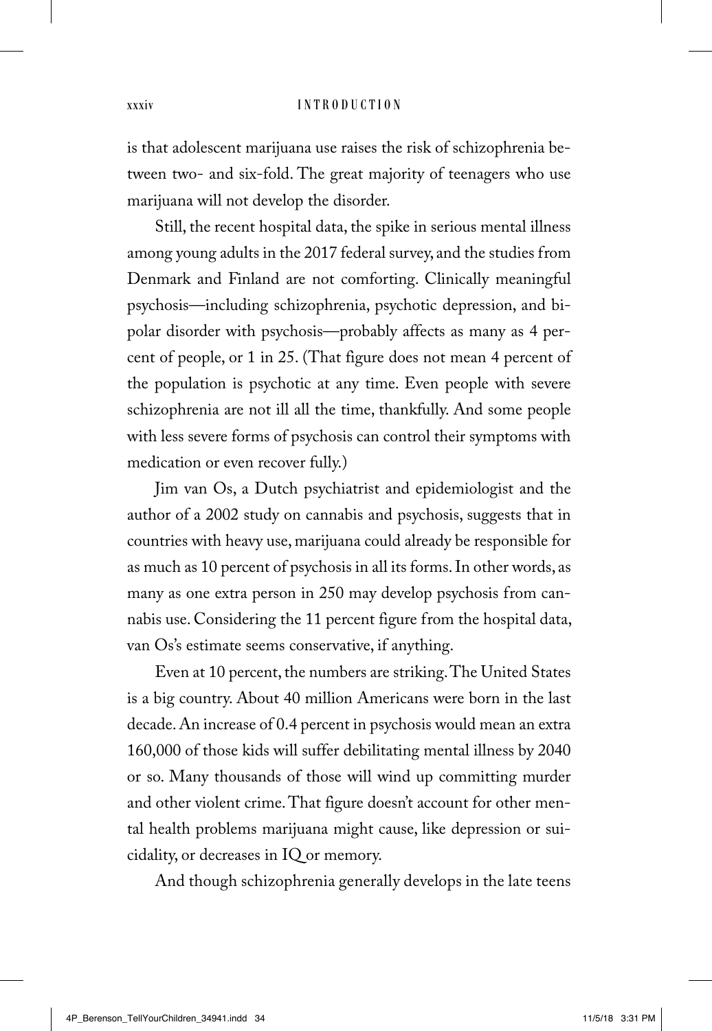is that adolescent marijuana use raises the risk of schizophrenia between two- and six-fold. The great majority of teenagers who use marijuana will not develop the disorder.

Still, the recent hospital data, the spike in serious mental illness among young adults in the 2017 federal survey, and the studies from Denmark and Finland are not comforting. Clinically meaningful psychosis—including schizophrenia, psychotic depression, and bipolar disorder with psychosis—probably affects as many as 4 percent of people, or 1 in 25. (That figure does not mean 4 percent of the population is psychotic at any time. Even people with severe schizophrenia are not ill all the time, thankfully. And some people with less severe forms of psychosis can control their symptoms with medication or even recover fully.)

Jim van Os, a Dutch psychiatrist and epidemiologist and the author of a 2002 study on cannabis and psychosis, suggests that in countries with heavy use, marijuana could already be responsible for as much as 10 percent of psychosis in all its forms. In other words, as many as one extra person in 250 may develop psychosis from cannabis use. Considering the 11 percent figure from the hospital data, van Os's estimate seems conservative, if anything.

Even at 10 percent, the numbers are striking. The United States is a big country. About 40 million Americans were born in the last decade. An increase of 0.4 percent in psychosis would mean an extra 160,000 of those kids will suffer debilitating mental illness by 2040 or so. Many thousands of those will wind up committing murder and other violent crime. That figure doesn't account for other mental health problems marijuana might cause, like depression or suicidality, or decreases in IQ or memory.

And though schizophrenia generally develops in the late teens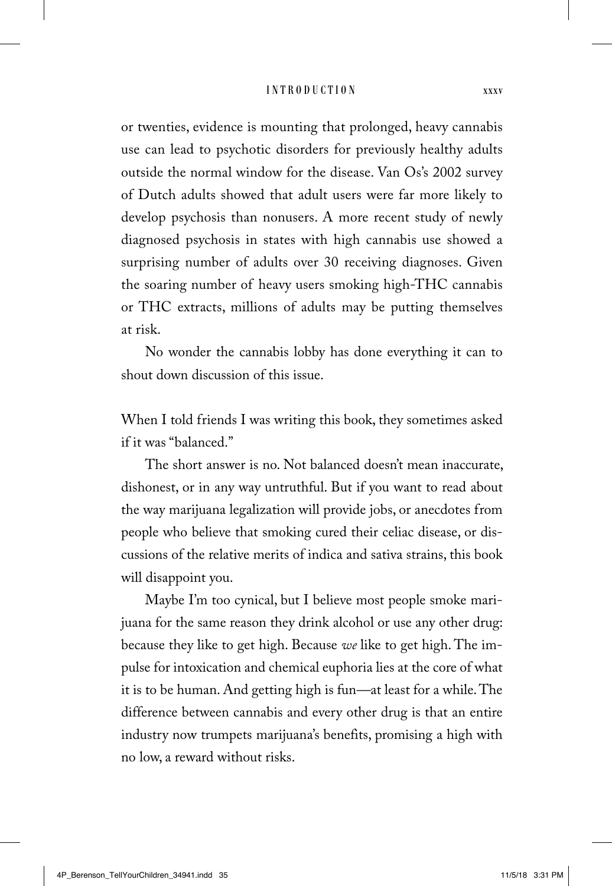or twenties, evidence is mounting that prolonged, heavy cannabis use can lead to psychotic disorders for previously healthy adults outside the normal window for the disease. Van Os's 2002 survey of Dutch adults showed that adult users were far more likely to develop psychosis than nonusers. A more recent study of newly diagnosed psychosis in states with high cannabis use showed a surprising number of adults over 30 receiving diagnoses. Given the soaring number of heavy users smoking high-THC cannabis or THC extracts, millions of adults may be putting themselves at risk.

No wonder the cannabis lobby has done everything it can to shout down discussion of this issue.

When I told friends I was writing this book, they sometimes asked if it was "balanced."

The short answer is no. Not balanced doesn't mean inaccurate, dishonest, or in any way untruthful. But if you want to read about the way marijuana legalization will provide jobs, or anecdotes from people who believe that smoking cured their celiac disease, or discussions of the relative merits of indica and sativa strains, this book will disappoint you.

Maybe I'm too cynical, but I believe most people smoke marijuana for the same reason they drink alcohol or use any other drug: because they like to get high. Because *we* like to get high. The impulse for intoxication and chemical euphoria lies at the core of what it is to be human. And getting high is fun—at least for a while. The difference between cannabis and every other drug is that an entire industry now trumpets marijuana's benefits, promising a high with no low, a reward without risks.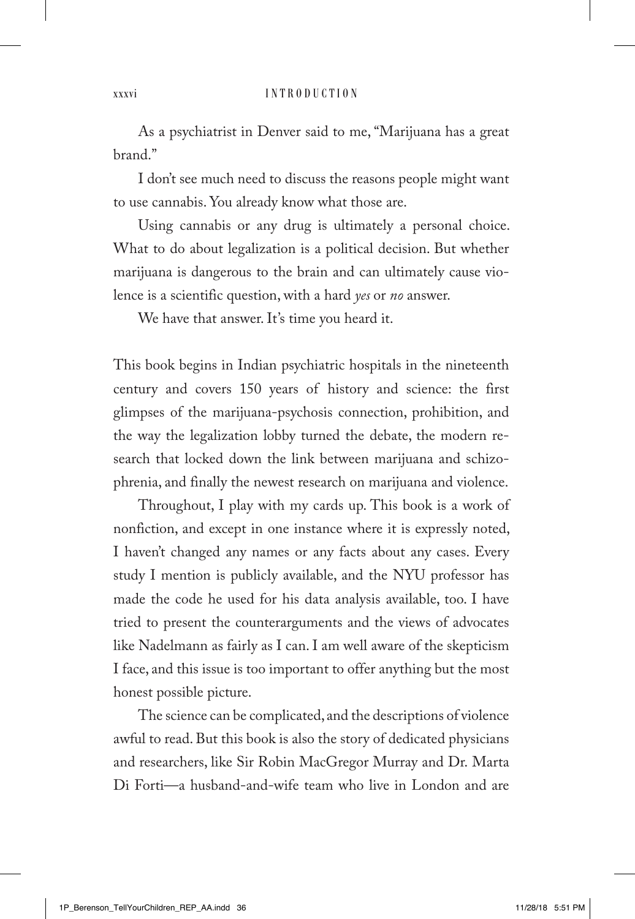As a psychiatrist in Denver said to me, "Marijuana has a great brand."

I don't see much need to discuss the reasons people might want to use cannabis. You already know what those are.

Using cannabis or any drug is ultimately a personal choice. What to do about legalization is a political decision. But whether marijuana is dangerous to the brain and can ultimately cause violence is a scientific question, with a hard *yes* or *no* answer.

We have that answer. It's time you heard it.

This book begins in Indian psychiatric hospitals in the nineteenth century and covers 150 years of history and science: the first glimpses of the marijuana-psychosis connection, prohibition, and the way the legalization lobby turned the debate, the modern research that locked down the link between marijuana and schizophrenia, and finally the newest research on marijuana and violence.

Throughout, I play with my cards up. This book is a work of nonfiction, and except in one instance where it is expressly noted, I haven't changed any names or any facts about any cases. Every study I mention is publicly available, and the NYU professor has made the code he used for his data analysis available, too. I have tried to present the counterarguments and the views of advocates like Nadelmann as fairly as I can. I am well aware of the skepticism I face, and this issue is too important to offer anything but the most honest possible picture.

The science can be complicated, and the descriptions of violence awful to read. But this book is also the story of dedicated physicians and researchers, like Sir Robin MacGregor Murray and Dr. Marta Di Forti—a husband-and-wife team who live in London and are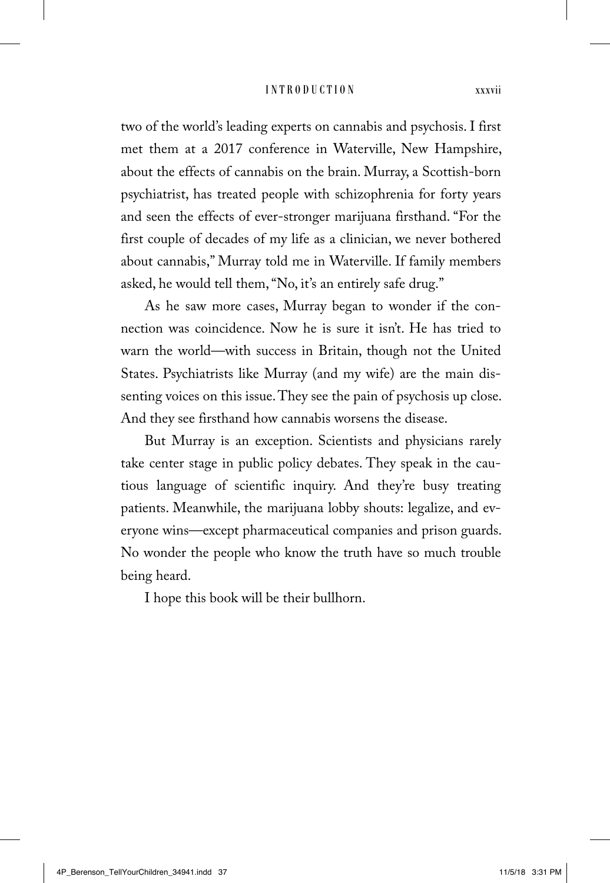two of the world's leading experts on cannabis and psychosis. I first met them at a 2017 conference in Waterville, New Hampshire, about the effects of cannabis on the brain. Murray, a Scottish-born psychiatrist, has treated people with schizophrenia for forty years and seen the effects of ever-stronger marijuana firsthand. "For the first couple of decades of my life as a clinician, we never bothered about cannabis," Murray told me in Waterville. If family members asked, he would tell them, "No, it's an entirely safe drug."

As he saw more cases, Murray began to wonder if the connection was coincidence. Now he is sure it isn't. He has tried to warn the world—with success in Britain, though not the United States. Psychiatrists like Murray (and my wife) are the main dissenting voices on this issue. They see the pain of psychosis up close. And they see firsthand how cannabis worsens the disease.

But Murray is an exception. Scientists and physicians rarely take center stage in public policy debates. They speak in the cautious language of scientific inquiry. And they're busy treating patients. Meanwhile, the marijuana lobby shouts: legalize, and everyone wins—except pharmaceutical companies and prison guards. No wonder the people who know the truth have so much trouble being heard.

I hope this book will be their bullhorn.